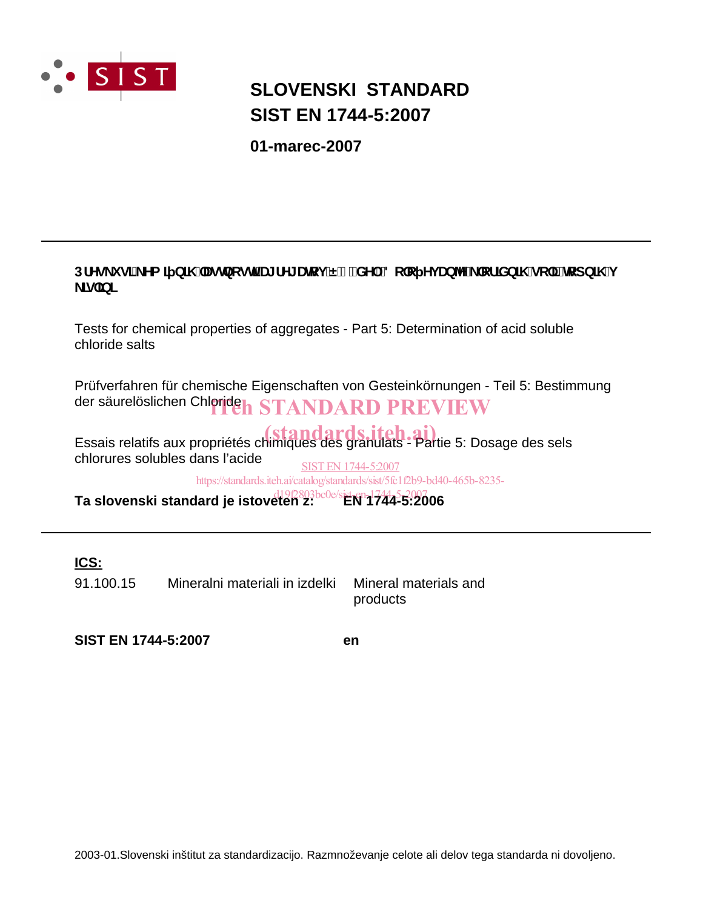**SLOVENSKI STANDARD**
**SIST EN 1744-5:2007**

**01-marec-2007**

---

**3UHVNXVLNHP LþQLKODVWQRVWLDJUHJDWRY± GHO' RORþHYDQMHNORULGQLKVROLWRSQLKY NLVOLQL**

Tests for chemical properties of aggregates - Part 5: Determination of acid soluble chloride salts

Prüfverfahren für chemische Eigenschaften von Gesteinkörnungen - Teil 5: Bestimmung der säurelöslichen Chloride

Essais relatifs aux propriétés chimiques des granulats - Partie 5: Dosage des sels chlorures solubles dans l'acide

iTeh STANDARD PREVIEW
(standards.iteh.ai)
SIST EN 1744-5:2007
https://standards.iteh.ai/catalog/standards/sist/5fc1f2b9-bd40-465b-8235-d19f2803bc0e/sist-en-1744-5-2007

**Ta slovenski standard je istoveten z: EN 1744-5:2006**

---

**ICS:**

| | | |
|---|---|---|
| 91.100.15 | Mineralni materiali in izdelki | Mineral materials and products |

**SIST EN 1744-5:2007** **en**

2003-01.Slovenski inštitut za standardizacijo. Razmnoževanje celote ali delov tega standarda ni dovoljeno.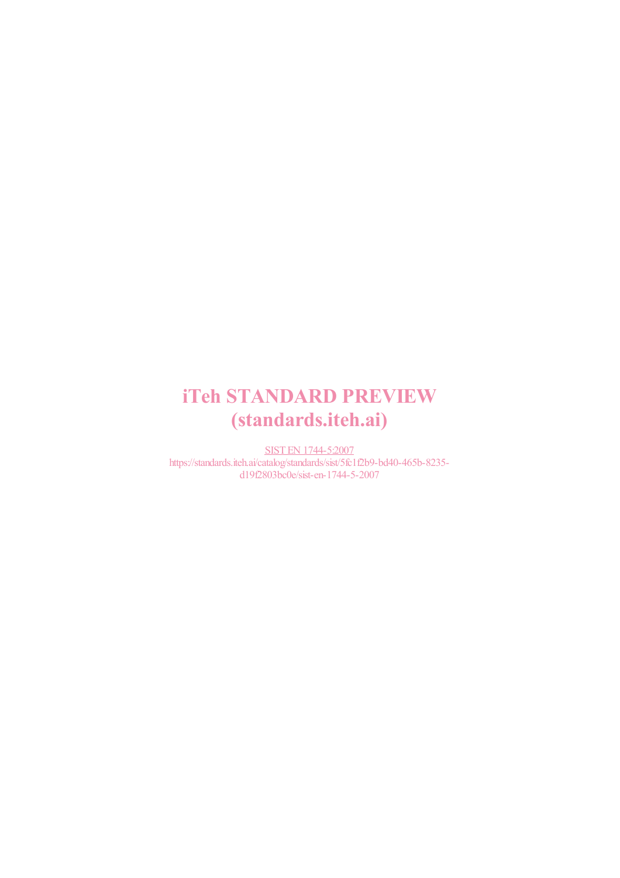iTeh STANDARD PREVIEW
(standards.iteh.ai)

SIST EN 1744-5:2007
https://standards.iteh.ai/catalog/standards/sist/5fc1f2b9-bd40-465b-8235-d19f2803bc0e/sist-en-1744-5-2007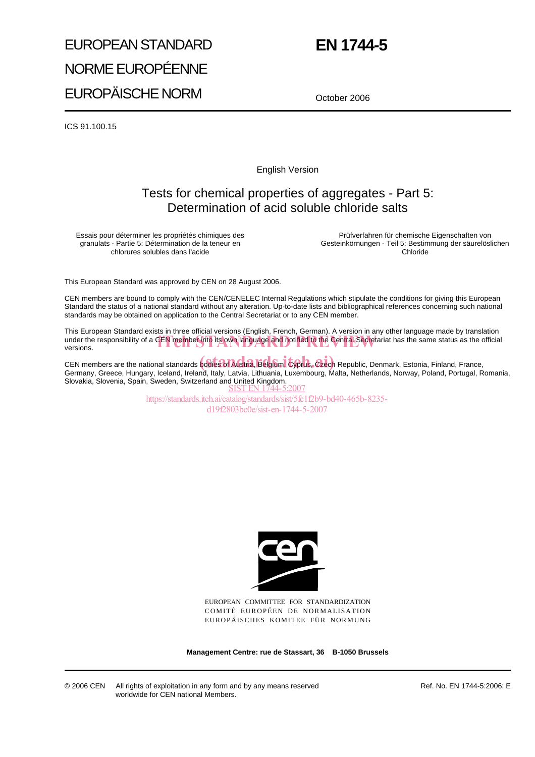# EUROPEAN STANDARD

# NORME EUROPÉENNE

# EUROPÄISCHE NORM

# EN 1744-5

October 2006

ICS 91.100.15

English Version

## Tests for chemical properties of aggregates - Part 5: Determination of acid soluble chloride salts

Essais pour déterminer les propriétés chimiques des granulats - Partie 5: Détermination de la teneur en chlorures solubles dans l'acide

Prüfverfahren für chemische Eigenschaften von Gesteinkörnungen - Teil 5: Bestimmung der säurelöslichen Chloride

This European Standard was approved by CEN on 28 August 2006.

CEN members are bound to comply with the CEN/CENELEC Internal Regulations which stipulate the conditions for giving this European Standard the status of a national standard without any alteration. Up-to-date lists and bibliographical references concerning such national standards may be obtained on application to the Central Secretariat or to any CEN member.

This European Standard exists in three official versions (English, French, German). A version in any other language made by translation under the responsibility of a CEN member into its own language and notified to the Central Secretariat has the same status as the official versions.

CEN members are the national standards bodies of Austria, Belgium, Cyprus, Czech Republic, Denmark, Estonia, Finland, France, Germany, Greece, Hungary, Iceland, Ireland, Italy, Latvia, Lithuania, Luxembourg, Malta, Netherlands, Norway, Poland, Portugal, Romania, Slovakia, Slovenia, Spain, Sweden, Switzerland and United Kingdom.

iTeh STANDARD PREVIEW
(standards.iteh.ai)
SIST EN 1744-5:2007
https://standards.iteh.ai/catalog/standards/sist/5fc1f2b9-bd40-465b-8235-d19f2803bc0e/sist-en-1744-5-2007

EUROPEAN COMMITTEE FOR STANDARDIZATION
COMITÉ EUROPÉEN DE NORMALISATION
EUROPÄISCHES KOMITEE FÜR NORMUNG

**Management Centre: rue de Stassart, 36 B-1050 Brussels**

© 2006 CEN All rights of exploitation in any form and by any means reserved worldwide for CEN national Members.

Ref. No. EN 1744-5:2006: E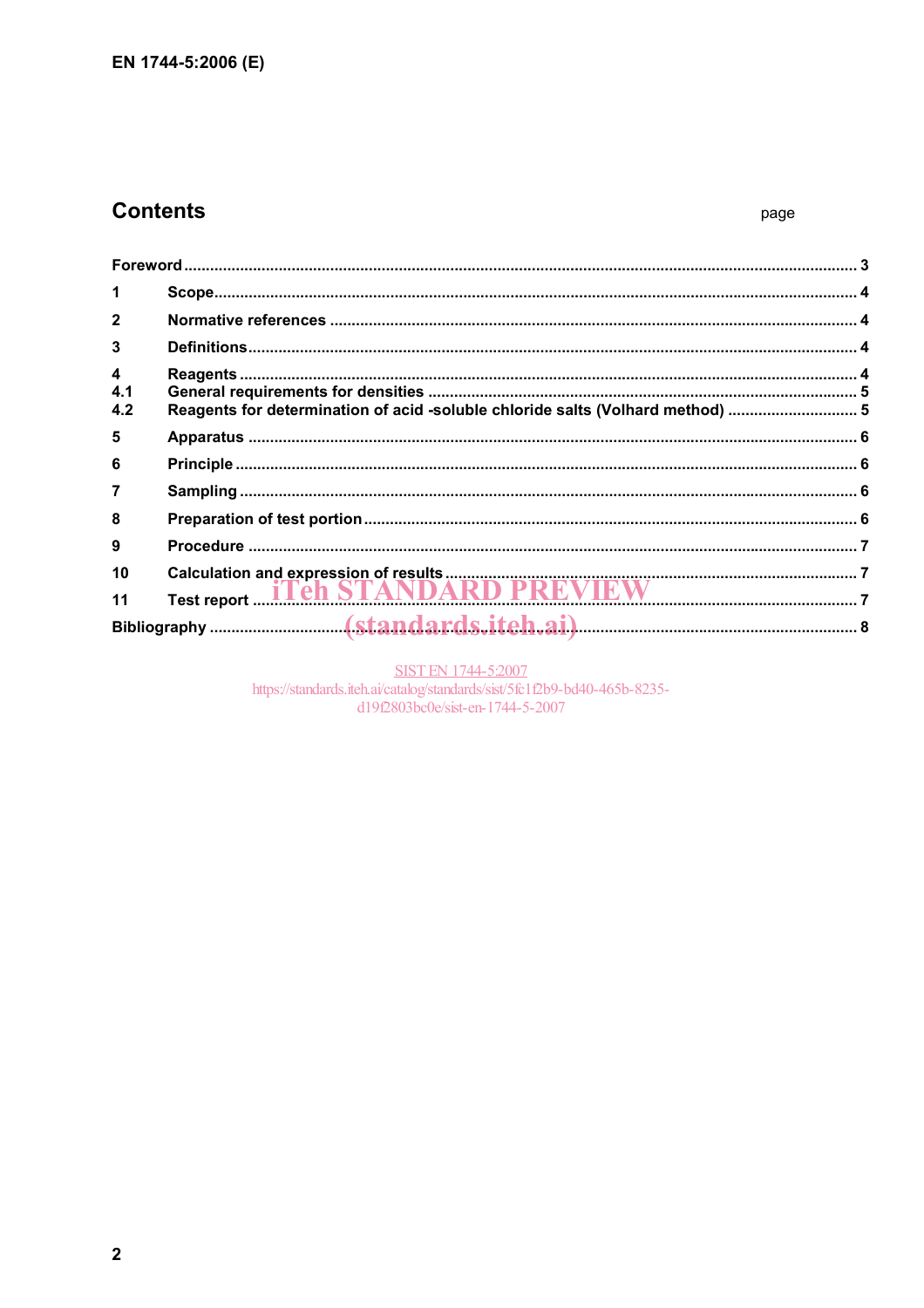## Contents

page

| | | |
|---|---|---|
| Foreword | | 3 |
| 1 | Scope | 4 |
| 2 | Normative references | 4 |
| 3 | Definitions | 4 |
| 4 | Reagents | 4 |
| 4.1 | General requirements for densities | 5 |
| 4.2 | Reagents for determination of acid -soluble chloride salts (Volhard method) | 5 |
| 5 | Apparatus | 6 |
| 6 | Principle | 6 |
| 7 | Sampling | 6 |
| 8 | Preparation of test portion | 6 |
| 9 | Procedure | 7 |
| 10 | Calculation and expression of results | 7 |
| 11 | Test report | 7 |
| Bibliography | | 8 |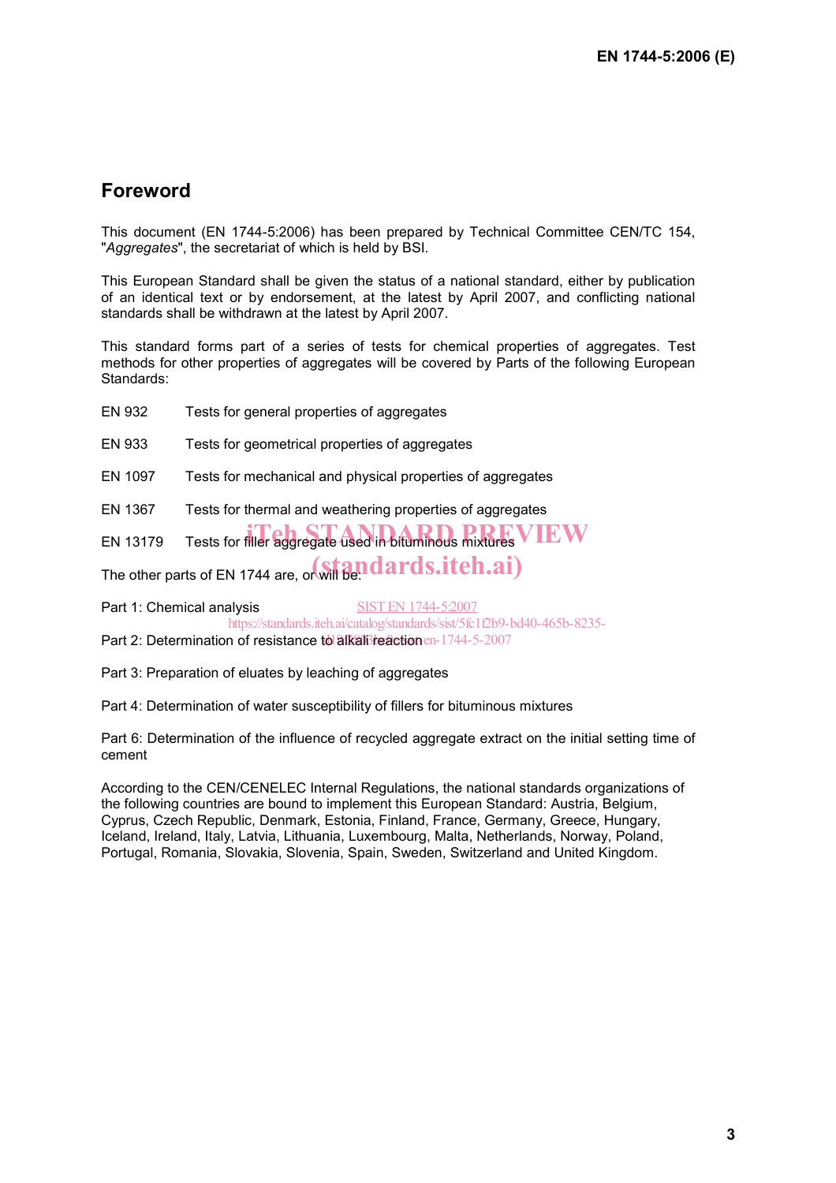## Foreword

This document (EN 1744-5:2006) has been prepared by Technical Committee CEN/TC 154, "*Aggregates*", the secretariat of which is held by BSI.

This European Standard shall be given the status of a national standard, either by publication of an identical text or by endorsement, at the latest by April 2007, and conflicting national standards shall be withdrawn at the latest by April 2007.

This standard forms part of a series of tests for chemical properties of aggregates. Test methods for other properties of aggregates will be covered by Parts of the following European Standards:

EN 932 Tests for general properties of aggregates

EN 933 Tests for geometrical properties of aggregates

EN 1097 Tests for mechanical and physical properties of aggregates

EN 1367 Tests for thermal and weathering properties of aggregates

EN 13179 Tests for filler aggregate used in bituminous mixtures

The other parts of EN 1744 are, or will be:

Part 1: Chemical analysis

Part 2: Determination of resistance to alkali reaction

Part 3: Preparation of eluates by leaching of aggregates

Part 4: Determination of water susceptibility of fillers for bituminous mixtures

Part 6: Determination of the influence of recycled aggregate extract on the initial setting time of cement

According to the CEN/CENELEC Internal Regulations, the national standards organizations of the following countries are bound to implement this European Standard: Austria, Belgium, Cyprus, Czech Republic, Denmark, Estonia, Finland, France, Germany, Greece, Hungary, Iceland, Ireland, Italy, Latvia, Lithuania, Luxembourg, Malta, Netherlands, Norway, Poland, Portugal, Romania, Slovakia, Slovenia, Spain, Sweden, Switzerland and United Kingdom.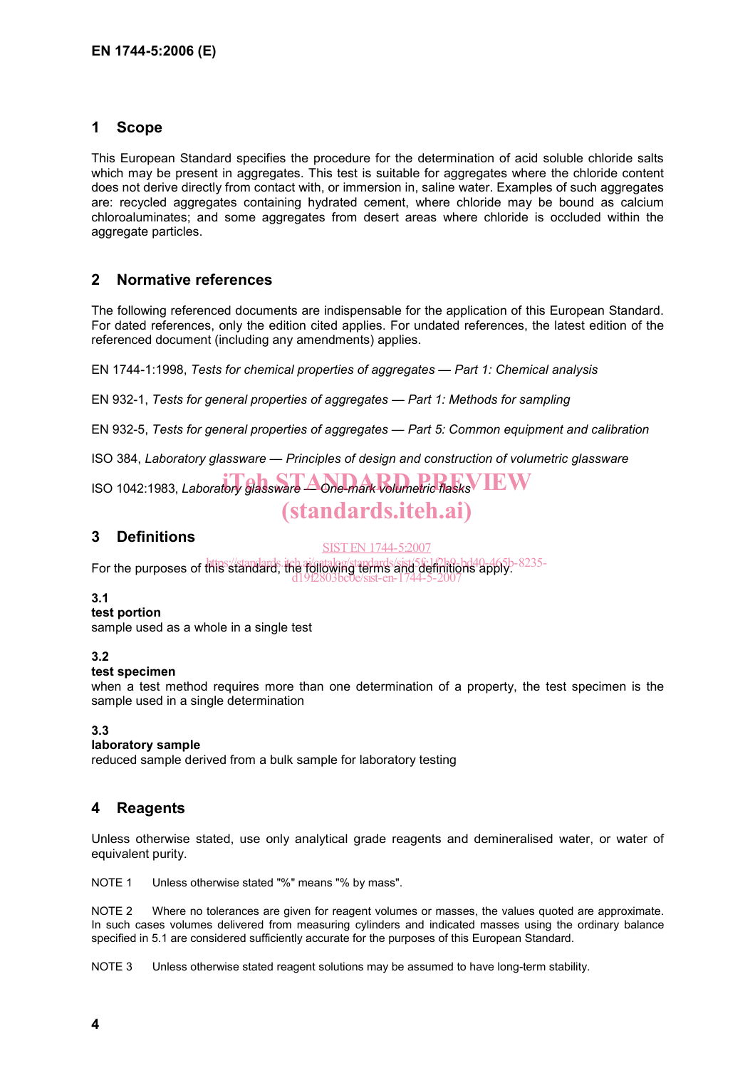## 1 Scope

This European Standard specifies the procedure for the determination of acid soluble chloride salts which may be present in aggregates. This test is suitable for aggregates where the chloride content does not derive directly from contact with, or immersion in, saline water. Examples of such aggregates are: recycled aggregates containing hydrated cement, where chloride may be bound as calcium chloroaluminates; and some aggregates from desert areas where chloride is occluded within the aggregate particles.

## 2 Normative references

The following referenced documents are indispensable for the application of this European Standard. For dated references, only the edition cited applies. For undated references, the latest edition of the referenced document (including any amendments) applies.

EN 1744-1:1998, *Tests for chemical properties of aggregates — Part 1: Chemical analysis*

EN 932-1, *Tests for general properties of aggregates — Part 1: Methods for sampling*

EN 932-5, *Tests for general properties of aggregates — Part 5: Common equipment and calibration*

ISO 384, *Laboratory glassware — Principles of design and construction of volumetric glassware*

ISO 1042:1983, *Laboratory glassware — One-mark volumetric flasks*

## 3 Definitions

For the purposes of this standard, the following terms and definitions apply.

**3.1**
**test portion**
sample used as a whole in a single test

**3.2**
**test specimen**
when a test method requires more than one determination of a property, the test specimen is the sample used in a single determination

**3.3**
**laboratory sample**
reduced sample derived from a bulk sample for laboratory testing

## 4 Reagents

Unless otherwise stated, use only analytical grade reagents and demineralised water, or water of equivalent purity.

NOTE 1 Unless otherwise stated "%" means "% by mass".

NOTE 2 Where no tolerances are given for reagent volumes or masses, the values quoted are approximate. In such cases volumes delivered from measuring cylinders and indicated masses using the ordinary balance specified in 5.1 are considered sufficiently accurate for the purposes of this European Standard.

NOTE 3 Unless otherwise stated reagent solutions may be assumed to have long-term stability.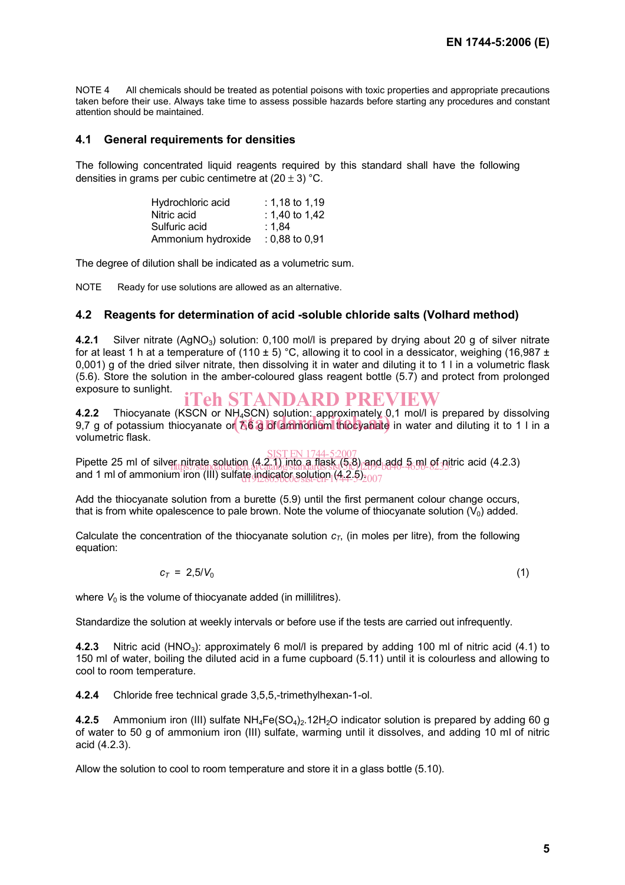NOTE 4 All chemicals should be treated as potential poisons with toxic properties and appropriate precautions taken before their use. Always take time to assess possible hazards before starting any procedures and constant attention should be maintained.

## 4.1 General requirements for densities

The following concentrated liquid reagents required by this standard shall have the following densities in grams per cubic centimetre at (20 ± 3) °C.

| | |
|---|---|
| Hydrochloric acid | : 1,18 to 1,19 |
| Nitric acid | : 1,40 to 1,42 |
| Sulfuric acid | : 1,84 |
| Ammonium hydroxide | : 0,88 to 0,91 |

The degree of dilution shall be indicated as a volumetric sum.

NOTE Ready for use solutions are allowed as an alternative.

## 4.2 Reagents for determination of acid -soluble chloride salts (Volhard method)

**4.2.1** Silver nitrate ($AgNO_3$) solution: 0,100 mol/l is prepared by drying about 20 g of silver nitrate for at least 1 h at a temperature of (110 ± 5) °C, allowing it to cool in a dessicator, weighing (16,987 ± 0,001) g of the dried silver nitrate, then dissolving it in water and diluting it to 1 l in a volumetric flask (5.6). Store the solution in the amber-coloured glass reagent bottle (5.7) and protect from prolonged exposure to sunlight.

**4.2.2** Thiocyanate (KSCN or $NH_4SCN$) solution: approximately 0,1 mol/l is prepared by dissolving 9,7 g of potassium thiocyanate or 7,6 g of ammonium thiocyanate in water and diluting it to 1 l in a volumetric flask.

Pipette 25 ml of silver nitrate solution (4.2.1) into a flask (5.8) and add 5 ml of nitric acid (4.2.3) and 1 ml of ammonium iron (III) sulfate indicator solution (4.2.5).

Add the thiocyanate solution from a burette (5.9) until the first permanent colour change occurs, that is from white opalescence to pale brown. Note the volume of thiocyanate solution ($V_0$) added.

Calculate the concentration of the thiocyanate solution $c_T$, (in moles per litre), from the following equation:

$$c_T = 2{,}5/V_0 \qquad (1)$$

where $V_0$ is the volume of thiocyanate added (in millilitres).

Standardize the solution at weekly intervals or before use if the tests are carried out infrequently.

**4.2.3** Nitric acid ($HNO_3$): approximately 6 mol/l is prepared by adding 100 ml of nitric acid (4.1) to 150 ml of water, boiling the diluted acid in a fume cupboard (5.11) until it is colourless and allowing to cool to room temperature.

**4.2.4** Chloride free technical grade 3,5,5,-trimethylhexan-1-ol.

**4.2.5** Ammonium iron (III) sulfate $NH_4Fe(SO_4)_2.12H_2O$ indicator solution is prepared by adding 60 g of water to 50 g of ammonium iron (III) sulfate, warming until it dissolves, and adding 10 ml of nitric acid (4.2.3).

Allow the solution to cool to room temperature and store it in a glass bottle (5.10).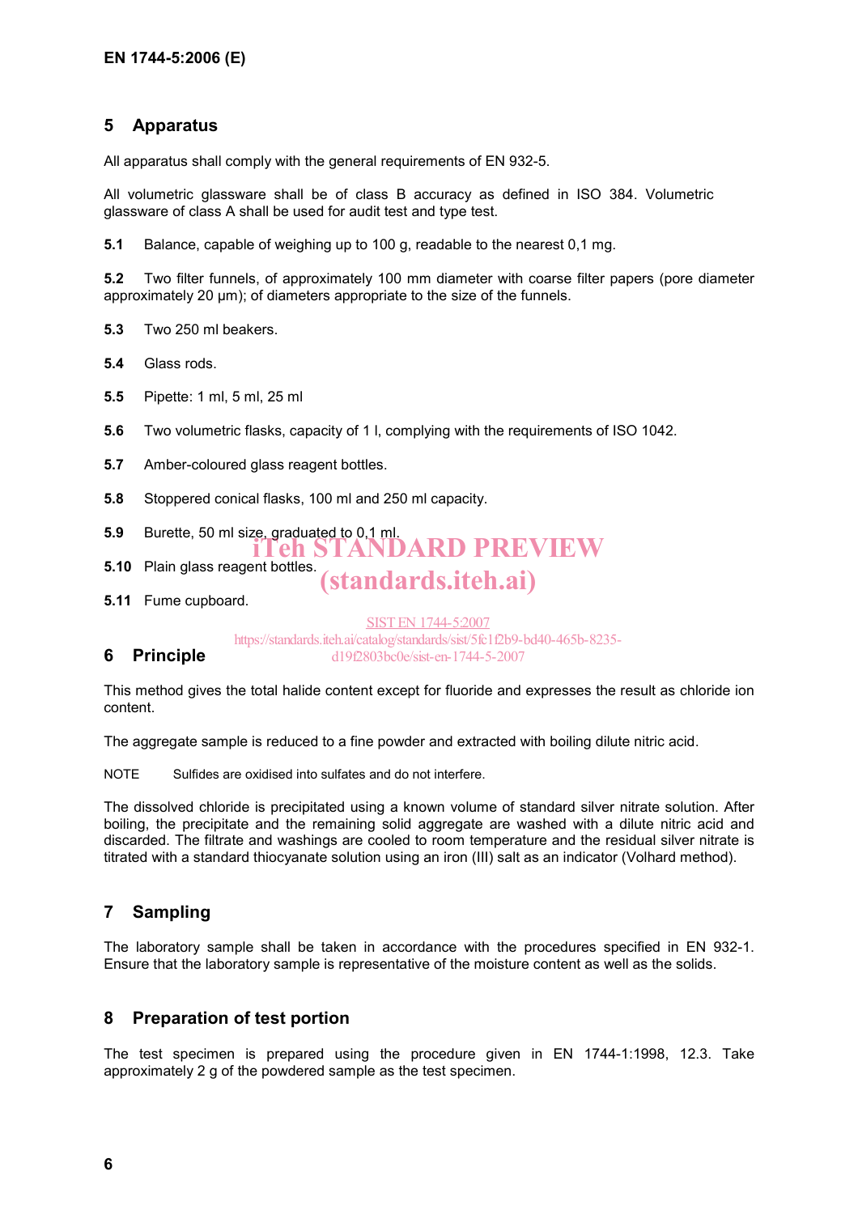## 5 Apparatus

All apparatus shall comply with the general requirements of EN 932-5.

All volumetric glassware shall be of class B accuracy as defined in ISO 384. Volumetric glassware of class A shall be used for audit test and type test.

**5.1** Balance, capable of weighing up to 100 g, readable to the nearest 0,1 mg.

**5.2** Two filter funnels, of approximately 100 mm diameter with coarse filter papers (pore diameter approximately 20 μm); of diameters appropriate to the size of the funnels.

**5.3** Two 250 ml beakers.

**5.4** Glass rods.

**5.5** Pipette: 1 ml, 5 ml, 25 ml

**5.6** Two volumetric flasks, capacity of 1 l, complying with the requirements of ISO 1042.

**5.7** Amber-coloured glass reagent bottles.

**5.8** Stoppered conical flasks, 100 ml and 250 ml capacity.

**5.9** Burette, 50 ml size, graduated to 0,1 ml.

**5.10** Plain glass reagent bottles.

**5.11** Fume cupboard.

## 6 Principle

This method gives the total halide content except for fluoride and expresses the result as chloride ion content.

The aggregate sample is reduced to a fine powder and extracted with boiling dilute nitric acid.

NOTE Sulfides are oxidised into sulfates and do not interfere.

The dissolved chloride is precipitated using a known volume of standard silver nitrate solution. After boiling, the precipitate and the remaining solid aggregate are washed with a dilute nitric acid and discarded. The filtrate and washings are cooled to room temperature and the residual silver nitrate is titrated with a standard thiocyanate solution using an iron (III) salt as an indicator (Volhard method).

## 7 Sampling

The laboratory sample shall be taken in accordance with the procedures specified in EN 932-1. Ensure that the laboratory sample is representative of the moisture content as well as the solids.

## 8 Preparation of test portion

The test specimen is prepared using the procedure given in EN 1744-1:1998, 12.3. Take approximately 2 g of the powdered sample as the test specimen.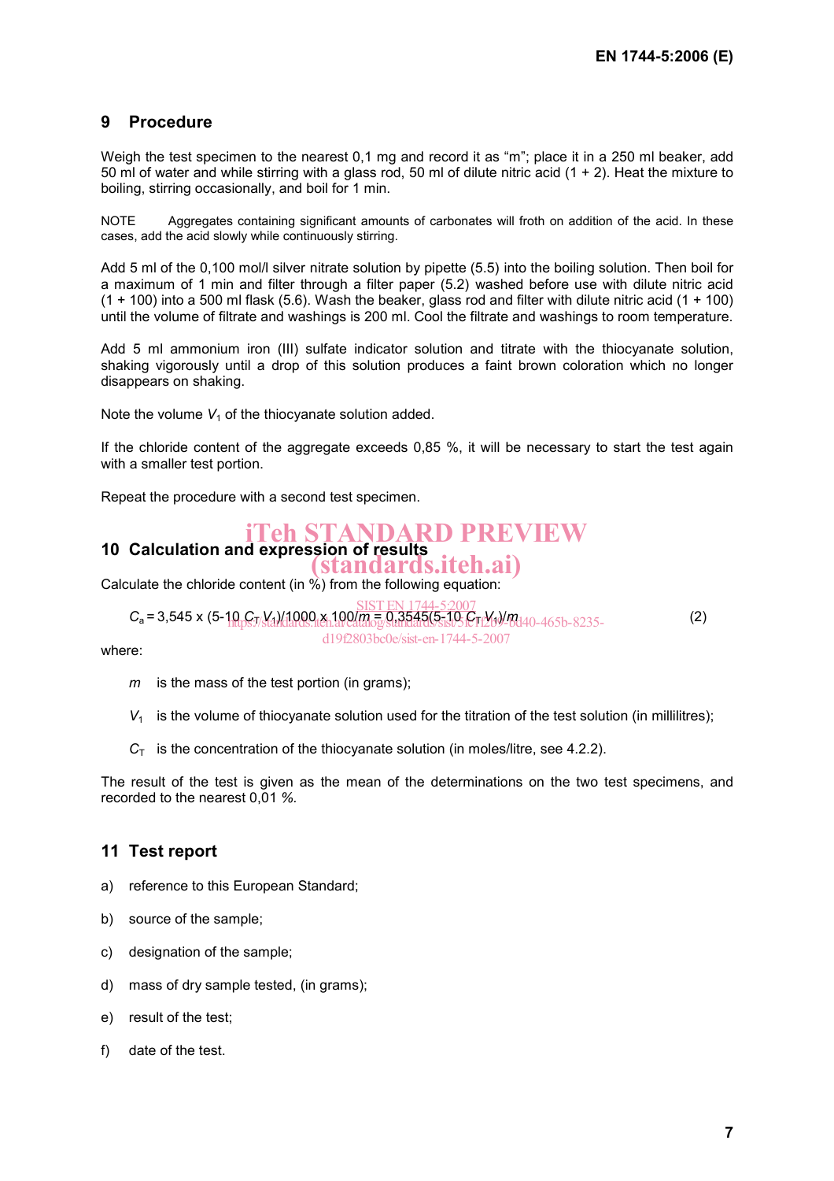## 9 Procedure

Weigh the test specimen to the nearest 0,1 mg and record it as "m"; place it in a 250 ml beaker, add 50 ml of water and while stirring with a glass rod, 50 ml of dilute nitric acid (1 + 2). Heat the mixture to boiling, stirring occasionally, and boil for 1 min.

NOTE Aggregates containing significant amounts of carbonates will froth on addition of the acid. In these cases, add the acid slowly while continuously stirring.

Add 5 ml of the 0,100 mol/l silver nitrate solution by pipette (5.5) into the boiling solution. Then boil for a maximum of 1 min and filter through a filter paper (5.2) washed before use with dilute nitric acid (1 + 100) into a 500 ml flask (5.6). Wash the beaker, glass rod and filter with dilute nitric acid (1 + 100) until the volume of filtrate and washings is 200 ml. Cool the filtrate and washings to room temperature.

Add 5 ml ammonium iron (III) sulfate indicator solution and titrate with the thiocyanate solution, shaking vigorously until a drop of this solution produces a faint brown coloration which no longer disappears on shaking.

Note the volume $V_1$ of the thiocyanate solution added.

If the chloride content of the aggregate exceeds 0,85 %, it will be necessary to start the test again with a smaller test portion.

Repeat the procedure with a second test specimen.

## 10 Calculation and expression of results

Calculate the chloride content (in %) from the following equation:

$$C_a = 3{,}545 \times (5 - 10\, C_T\, V_1)/1000 \times 100/m = 0{,}3545(5 - 10\, C_T\, V_1)/m \qquad (2)$$

where:

$m$ is the mass of the test portion (in grams);

$V_1$ is the volume of thiocyanate solution used for the titration of the test solution (in millilitres);

$C_T$ is the concentration of the thiocyanate solution (in moles/litre, see 4.2.2).

The result of the test is given as the mean of the determinations on the two test specimens, and recorded to the nearest 0,01 %.

## 11 Test report

a) reference to this European Standard;

b) source of the sample;

c) designation of the sample;

d) mass of dry sample tested, (in grams);

e) result of the test;

f) date of the test.